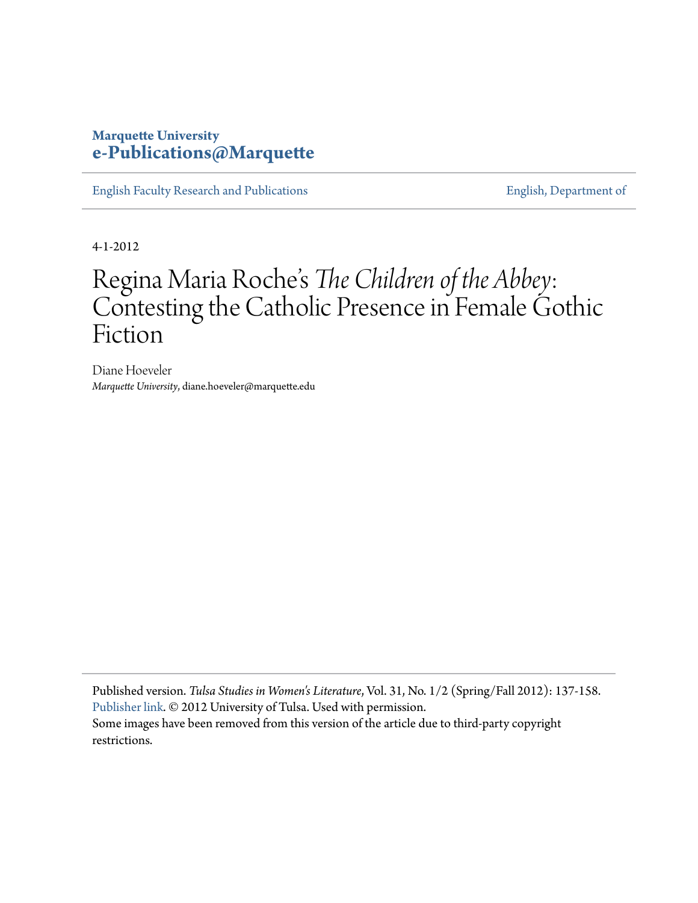**Marquette University**
**e-Publications@Marquette**

English Faculty Research and Publications | English, Department of

4-1-2012

# Regina Maria Roche's *The Children of the Abbey*: Contesting the Catholic Presence in Female Gothic Fiction

Diane Hoeveler
*Marquette University*, diane.hoeveler@marquette.edu

Published version. *Tulsa Studies in Women's Literature*, Vol. 31, No. 1/2 (Spring/Fall 2012): 137-158. Publisher link. © 2012 University of Tulsa. Used with permission.
Some images have been removed from this version of the article due to third-party copyright restrictions.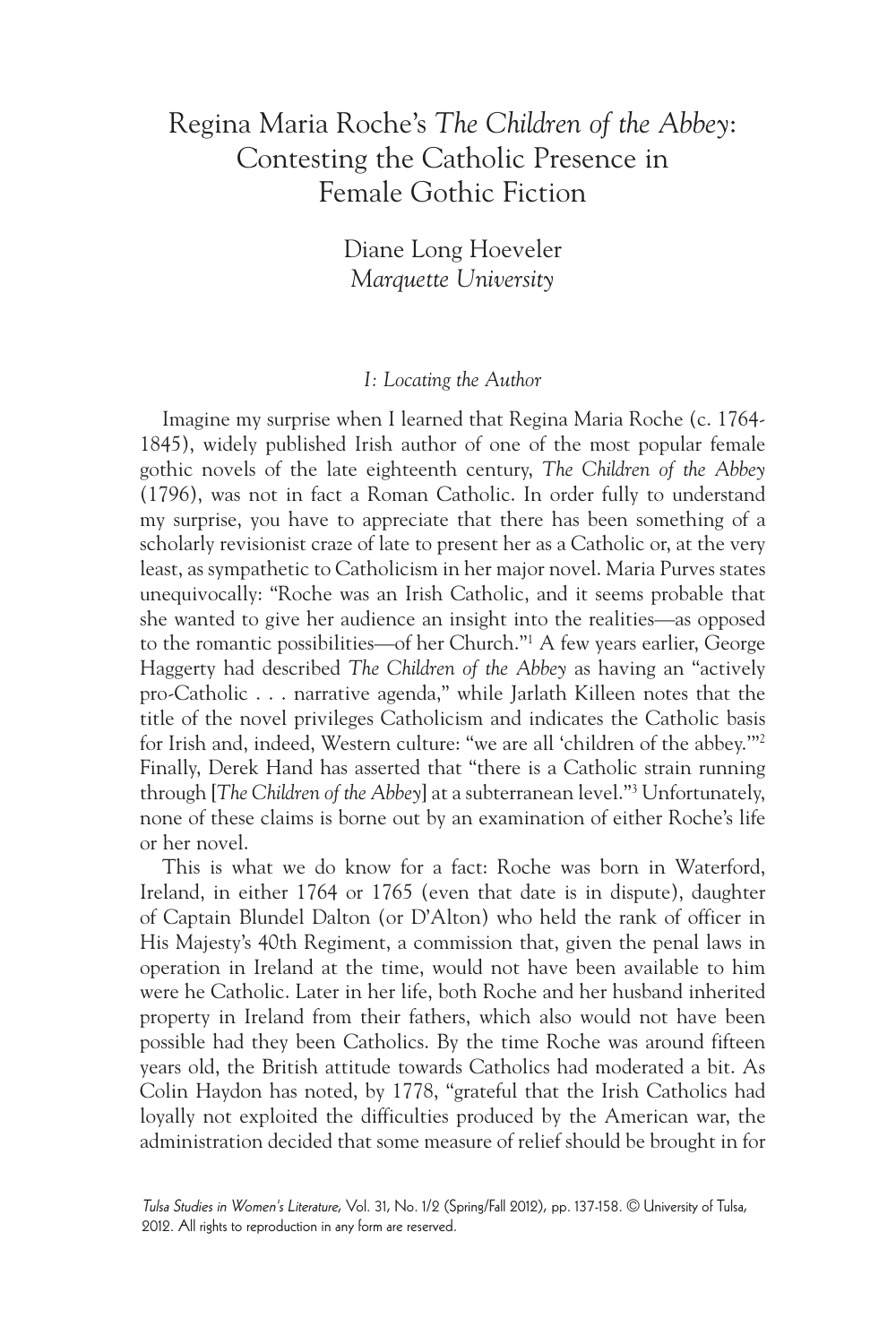# Regina Maria Roche's *The Children of the Abbey*: Contesting the Catholic Presence in Female Gothic Fiction

Diane Long Hoeveler
*Marquette University*

### I: *Locating the Author*

Imagine my surprise when I learned that Regina Maria Roche (c. 1764-1845), widely published Irish author of one of the most popular female gothic novels of the late eighteenth century, *The Children of the Abbey* (1796), was not in fact a Roman Catholic. In order fully to understand my surprise, you have to appreciate that there has been something of a scholarly revisionist craze of late to present her as a Catholic or, at the very least, as sympathetic to Catholicism in her major novel. Maria Purves states unequivocally: "Roche was an Irish Catholic, and it seems probable that she wanted to give her audience an insight into the realities—as opposed to the romantic possibilities—of her Church."[1] A few years earlier, George Haggerty had described *The Children of the Abbey* as having an "actively pro-Catholic . . . narrative agenda," while Jarlath Killeen notes that the title of the novel privileges Catholicism and indicates the Catholic basis for Irish and, indeed, Western culture: "we are all 'children of the abbey.'"[2] Finally, Derek Hand has asserted that "there is a Catholic strain running through [*The Children of the Abbey*] at a subterranean level."[3] Unfortunately, none of these claims is borne out by an examination of either Roche's life or her novel.

This is what we do know for a fact: Roche was born in Waterford, Ireland, in either 1764 or 1765 (even that date is in dispute), daughter of Captain Blundel Dalton (or D'Alton) who held the rank of officer in His Majesty's 40th Regiment, a commission that, given the penal laws in operation in Ireland at the time, would not have been available to him were he Catholic. Later in her life, both Roche and her husband inherited property in Ireland from their fathers, which also would not have been possible had they been Catholics. By the time Roche was around fifteen years old, the British attitude towards Catholics had moderated a bit. As Colin Haydon has noted, by 1778, "grateful that the Irish Catholics had loyally not exploited the difficulties produced by the American war, the administration decided that some measure of relief should be brought in for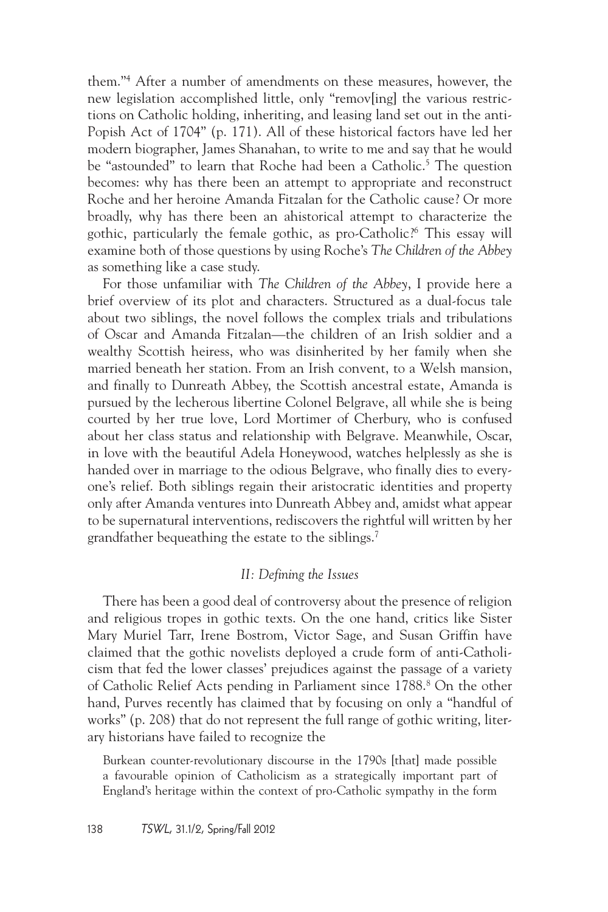them."[4] After a number of amendments on these measures, however, the new legislation accomplished little, only "remov[ing] the various restrictions on Catholic holding, inheriting, and leasing land set out in the anti-Popish Act of 1704" (p. 171). All of these historical factors have led her modern biographer, James Shanahan, to write to me and say that he would be "astounded" to learn that Roche had been a Catholic.[5] The question becomes: why has there been an attempt to appropriate and reconstruct Roche and her heroine Amanda Fitzalan for the Catholic cause? Or more broadly, why has there been an ahistorical attempt to characterize the gothic, particularly the female gothic, as pro-Catholic?[6] This essay will examine both of those questions by using Roche's *The Children of the Abbey* as something like a case study.

For those unfamiliar with *The Children of the Abbey*, I provide here a brief overview of its plot and characters. Structured as a dual-focus tale about two siblings, the novel follows the complex trials and tribulations of Oscar and Amanda Fitzalan—the children of an Irish soldier and a wealthy Scottish heiress, who was disinherited by her family when she married beneath her station. From an Irish convent, to a Welsh mansion, and finally to Dunreath Abbey, the Scottish ancestral estate, Amanda is pursued by the lecherous libertine Colonel Belgrave, all while she is being courted by her true love, Lord Mortimer of Cherbury, who is confused about her class status and relationship with Belgrave. Meanwhile, Oscar, in love with the beautiful Adela Honeywood, watches helplessly as she is handed over in marriage to the odious Belgrave, who finally dies to everyone's relief. Both siblings regain their aristocratic identities and property only after Amanda ventures into Dunreath Abbey and, amidst what appear to be supernatural interventions, rediscovers the rightful will written by her grandfather bequeathing the estate to the siblings.[7]

## *II: Defining the Issues*

There has been a good deal of controversy about the presence of religion and religious tropes in gothic texts. On the one hand, critics like Sister Mary Muriel Tarr, Irene Bostrom, Victor Sage, and Susan Griffin have claimed that the gothic novelists deployed a crude form of anti-Catholicism that fed the lower classes' prejudices against the passage of a variety of Catholic Relief Acts pending in Parliament since 1788.[8] On the other hand, Purves recently has claimed that by focusing on only a "handful of works" (p. 208) that do not represent the full range of gothic writing, literary historians have failed to recognize the

> Burkean counter-revolutionary discourse in the 1790s [that] made possible a favourable opinion of Catholicism as a strategically important part of England's heritage within the context of pro-Catholic sympathy in the form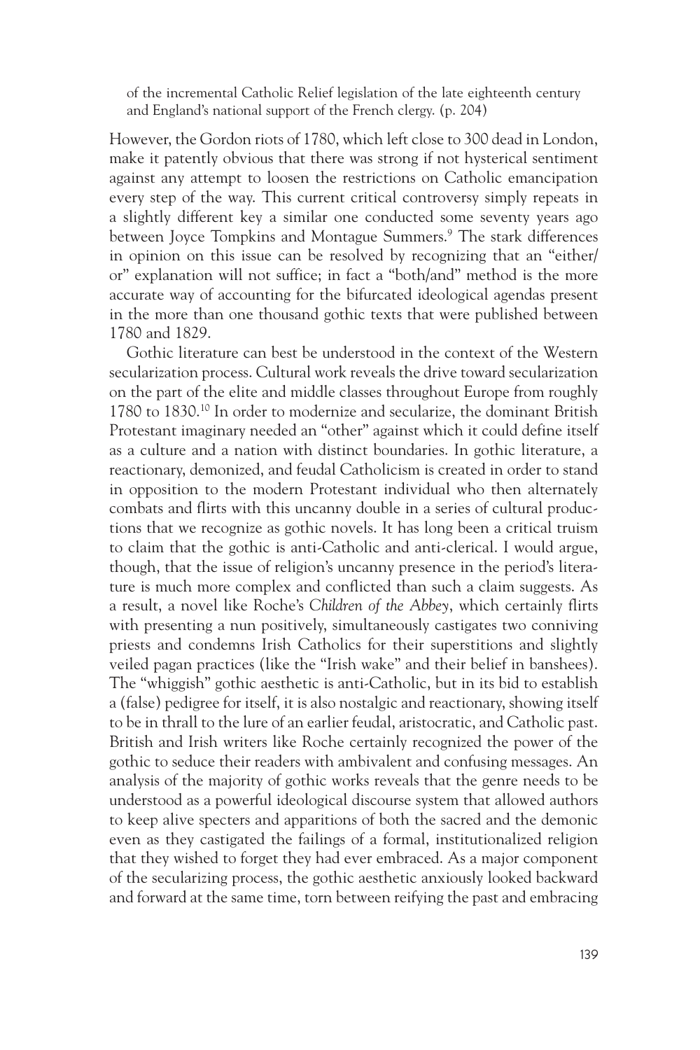> of the incremental Catholic Relief legislation of the late eighteenth century and England's national support of the French clergy. (p. 204)

However, the Gordon riots of 1780, which left close to 300 dead in London, make it patently obvious that there was strong if not hysterical sentiment against any attempt to loosen the restrictions on Catholic emancipation every step of the way. This current critical controversy simply repeats in a slightly different key a similar one conducted some seventy years ago between Joyce Tompkins and Montague Summers.[9] The stark differences in opinion on this issue can be resolved by recognizing that an "either/or" explanation will not suffice; in fact a "both/and" method is the more accurate way of accounting for the bifurcated ideological agendas present in the more than one thousand gothic texts that were published between 1780 and 1829.

Gothic literature can best be understood in the context of the Western secularization process. Cultural work reveals the drive toward secularization on the part of the elite and middle classes throughout Europe from roughly 1780 to 1830.[10] In order to modernize and secularize, the dominant British Protestant imaginary needed an "other" against which it could define itself as a culture and a nation with distinct boundaries. In gothic literature, a reactionary, demonized, and feudal Catholicism is created in order to stand in opposition to the modern Protestant individual who then alternately combats and flirts with this uncanny double in a series of cultural productions that we recognize as gothic novels. It has long been a critical truism to claim that the gothic is anti-Catholic and anti-clerical. I would argue, though, that the issue of religion's uncanny presence in the period's literature is much more complex and conflicted than such a claim suggests. As a result, a novel like Roche's *Children of the Abbey*, which certainly flirts with presenting a nun positively, simultaneously castigates two conniving priests and condemns Irish Catholics for their superstitions and slightly veiled pagan practices (like the "Irish wake" and their belief in banshees). The "whiggish" gothic aesthetic is anti-Catholic, but in its bid to establish a (false) pedigree for itself, it is also nostalgic and reactionary, showing itself to be in thrall to the lure of an earlier feudal, aristocratic, and Catholic past. British and Irish writers like Roche certainly recognized the power of the gothic to seduce their readers with ambivalent and confusing messages. An analysis of the majority of gothic works reveals that the genre needs to be understood as a powerful ideological discourse system that allowed authors to keep alive specters and apparitions of both the sacred and the demonic even as they castigated the failings of a formal, institutionalized religion that they wished to forget they had ever embraced. As a major component of the secularizing process, the gothic aesthetic anxiously looked backward and forward at the same time, torn between reifying the past and embracing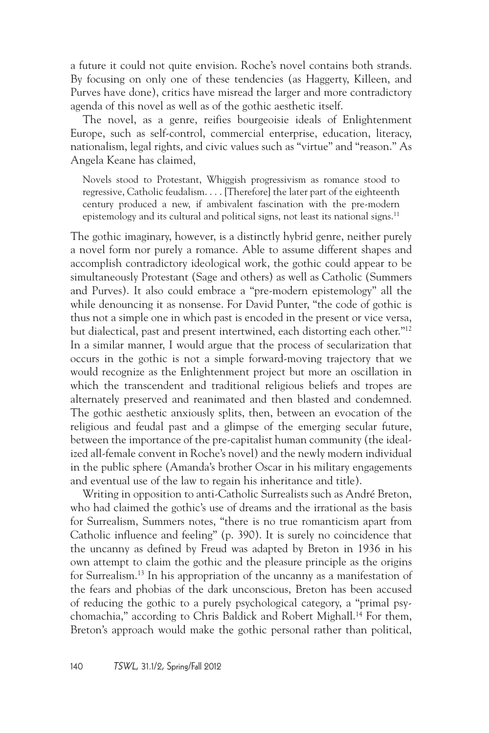a future it could not quite envision. Roche's novel contains both strands. By focusing on only one of these tendencies (as Haggerty, Killeen, and Purves have done), critics have misread the larger and more contradictory agenda of this novel as well as of the gothic aesthetic itself.

The novel, as a genre, reifies bourgeoisie ideals of Enlightenment Europe, such as self-control, commercial enterprise, education, literacy, nationalism, legal rights, and civic values such as "virtue" and "reason." As Angela Keane has claimed,

> Novels stood to Protestant, Whiggish progressivism as romance stood to regressive, Catholic feudalism. . . . [Therefore] the later part of the eighteenth century produced a new, if ambivalent fascination with the pre-modern epistemology and its cultural and political signs, not least its national signs.[11]

The gothic imaginary, however, is a distinctly hybrid genre, neither purely a novel form nor purely a romance. Able to assume different shapes and accomplish contradictory ideological work, the gothic could appear to be simultaneously Protestant (Sage and others) as well as Catholic (Summers and Purves). It also could embrace a "pre-modern epistemology" all the while denouncing it as nonsense. For David Punter, "the code of gothic is thus not a simple one in which past is encoded in the present or vice versa, but dialectical, past and present intertwined, each distorting each other."[12] In a similar manner, I would argue that the process of secularization that occurs in the gothic is not a simple forward-moving trajectory that we would recognize as the Enlightenment project but more an oscillation in which the transcendent and traditional religious beliefs and tropes are alternately preserved and reanimated and then blasted and condemned. The gothic aesthetic anxiously splits, then, between an evocation of the religious and feudal past and a glimpse of the emerging secular future, between the importance of the pre-capitalist human community (the idealized all-female convent in Roche's novel) and the newly modern individual in the public sphere (Amanda's brother Oscar in his military engagements and eventual use of the law to regain his inheritance and title).

Writing in opposition to anti-Catholic Surrealists such as André Breton, who had claimed the gothic's use of dreams and the irrational as the basis for Surrealism, Summers notes, "there is no true romanticism apart from Catholic influence and feeling" (p. 390). It is surely no coincidence that the uncanny as defined by Freud was adapted by Breton in 1936 in his own attempt to claim the gothic and the pleasure principle as the origins for Surrealism.[13] In his appropriation of the uncanny as a manifestation of the fears and phobias of the dark unconscious, Breton has been accused of reducing the gothic to a purely psychological category, a "primal psychomachia," according to Chris Baldick and Robert Mighall.[14] For them, Breton's approach would make the gothic personal rather than political,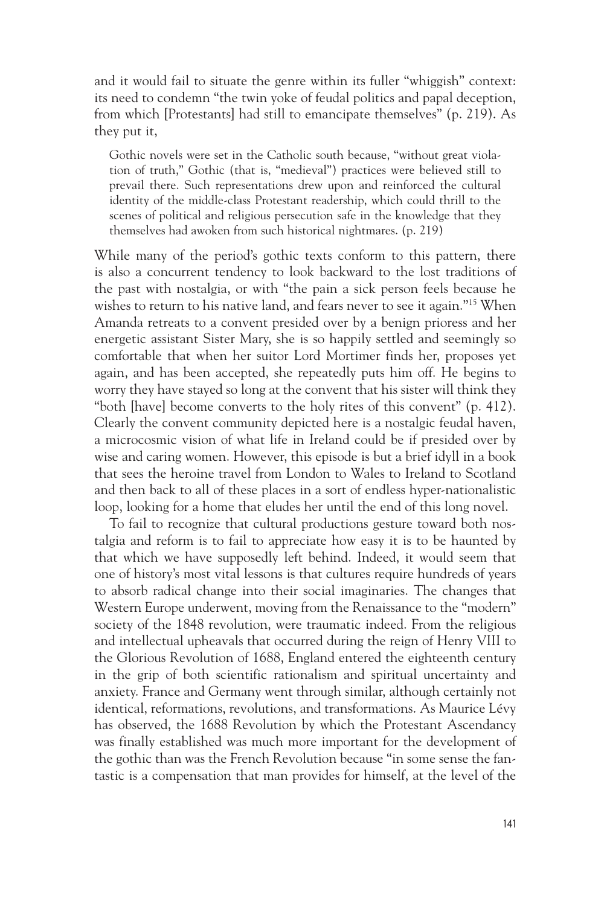and it would fail to situate the genre within its fuller "whiggish" context: its need to condemn "the twin yoke of feudal politics and papal deception, from which [Protestants] had still to emancipate themselves" (p. 219). As they put it,

> Gothic novels were set in the Catholic south because, "without great violation of truth," Gothic (that is, "medieval") practices were believed still to prevail there. Such representations drew upon and reinforced the cultural identity of the middle-class Protestant readership, which could thrill to the scenes of political and religious persecution safe in the knowledge that they themselves had awoken from such historical nightmares. (p. 219)

While many of the period's gothic texts conform to this pattern, there is also a concurrent tendency to look backward to the lost traditions of the past with nostalgia, or with "the pain a sick person feels because he wishes to return to his native land, and fears never to see it again."[15] When Amanda retreats to a convent presided over by a benign prioress and her energetic assistant Sister Mary, she is so happily settled and seemingly so comfortable that when her suitor Lord Mortimer finds her, proposes yet again, and has been accepted, she repeatedly puts him off. He begins to worry they have stayed so long at the convent that his sister will think they "both [have] become converts to the holy rites of this convent" (p. 412). Clearly the convent community depicted here is a nostalgic feudal haven, a microcosmic vision of what life in Ireland could be if presided over by wise and caring women. However, this episode is but a brief idyll in a book that sees the heroine travel from London to Wales to Ireland to Scotland and then back to all of these places in a sort of endless hyper-nationalistic loop, looking for a home that eludes her until the end of this long novel.

To fail to recognize that cultural productions gesture toward both nostalgia and reform is to fail to appreciate how easy it is to be haunted by that which we have supposedly left behind. Indeed, it would seem that one of history's most vital lessons is that cultures require hundreds of years to absorb radical change into their social imaginaries. The changes that Western Europe underwent, moving from the Renaissance to the "modern" society of the 1848 revolution, were traumatic indeed. From the religious and intellectual upheavals that occurred during the reign of Henry VIII to the Glorious Revolution of 1688, England entered the eighteenth century in the grip of both scientific rationalism and spiritual uncertainty and anxiety. France and Germany went through similar, although certainly not identical, reformations, revolutions, and transformations. As Maurice Lévy has observed, the 1688 Revolution by which the Protestant Ascendancy was finally established was much more important for the development of the gothic than was the French Revolution because "in some sense the fantastic is a compensation that man provides for himself, at the level of the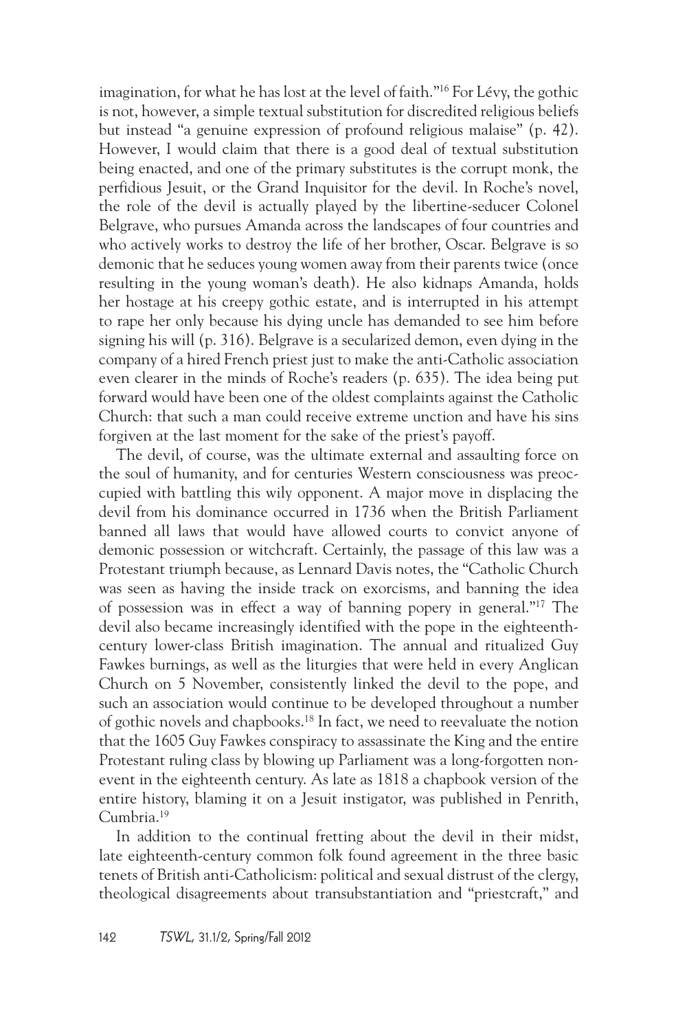imagination, for what he has lost at the level of faith."[16] For Lévy, the gothic is not, however, a simple textual substitution for discredited religious beliefs but instead "a genuine expression of profound religious malaise" (p. 42). However, I would claim that there is a good deal of textual substitution being enacted, and one of the primary substitutes is the corrupt monk, the perfidious Jesuit, or the Grand Inquisitor for the devil. In Roche's novel, the role of the devil is actually played by the libertine-seducer Colonel Belgrave, who pursues Amanda across the landscapes of four countries and who actively works to destroy the life of her brother, Oscar. Belgrave is so demonic that he seduces young women away from their parents twice (once resulting in the young woman's death). He also kidnaps Amanda, holds her hostage at his creepy gothic estate, and is interrupted in his attempt to rape her only because his dying uncle has demanded to see him before signing his will (p. 316). Belgrave is a secularized demon, even dying in the company of a hired French priest just to make the anti-Catholic association even clearer in the minds of Roche's readers (p. 635). The idea being put forward would have been one of the oldest complaints against the Catholic Church: that such a man could receive extreme unction and have his sins forgiven at the last moment for the sake of the priest's payoff.

The devil, of course, was the ultimate external and assaulting force on the soul of humanity, and for centuries Western consciousness was preoccupied with battling this wily opponent. A major move in displacing the devil from his dominance occurred in 1736 when the British Parliament banned all laws that would have allowed courts to convict anyone of demonic possession or witchcraft. Certainly, the passage of this law was a Protestant triumph because, as Lennard Davis notes, the "Catholic Church was seen as having the inside track on exorcisms, and banning the idea of possession was in effect a way of banning popery in general."[17] The devil also became increasingly identified with the pope in the eighteenth-century lower-class British imagination. The annual and ritualized Guy Fawkes burnings, as well as the liturgies that were held in every Anglican Church on 5 November, consistently linked the devil to the pope, and such an association would continue to be developed throughout a number of gothic novels and chapbooks.[18] In fact, we need to reevaluate the notion that the 1605 Guy Fawkes conspiracy to assassinate the King and the entire Protestant ruling class by blowing up Parliament was a long-forgotten non-event in the eighteenth century. As late as 1818 a chapbook version of the entire history, blaming it on a Jesuit instigator, was published in Penrith, Cumbria.[19]

In addition to the continual fretting about the devil in their midst, late eighteenth-century common folk found agreement in the three basic tenets of British anti-Catholicism: political and sexual distrust of the clergy, theological disagreements about transubstantiation and "priestcraft," and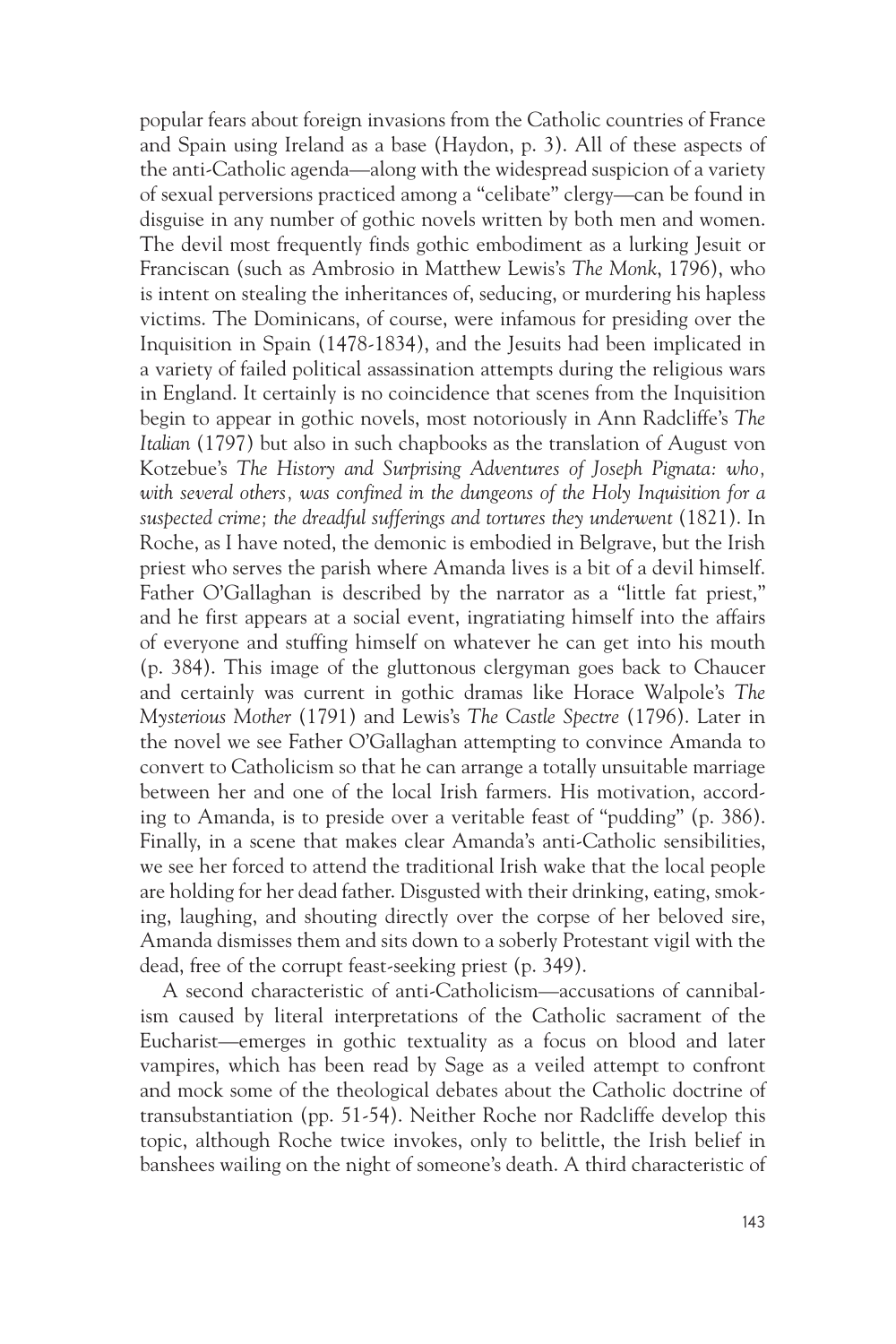popular fears about foreign invasions from the Catholic countries of France and Spain using Ireland as a base (Haydon, p. 3). All of these aspects of the anti-Catholic agenda—along with the widespread suspicion of a variety of sexual perversions practiced among a "celibate" clergy—can be found in disguise in any number of gothic novels written by both men and women. The devil most frequently finds gothic embodiment as a lurking Jesuit or Franciscan (such as Ambrosio in Matthew Lewis's *The Monk*, 1796), who is intent on stealing the inheritances of, seducing, or murdering his hapless victims. The Dominicans, of course, were infamous for presiding over the Inquisition in Spain (1478-1834), and the Jesuits had been implicated in a variety of failed political assassination attempts during the religious wars in England. It certainly is no coincidence that scenes from the Inquisition begin to appear in gothic novels, most notoriously in Ann Radcliffe's *The Italian* (1797) but also in such chapbooks as the translation of August von Kotzebue's *The History and Surprising Adventures of Joseph Pignata: who, with several others, was confined in the dungeons of the Holy Inquisition for a suspected crime; the dreadful sufferings and tortures they underwent* (1821). In Roche, as I have noted, the demonic is embodied in Belgrave, but the Irish priest who serves the parish where Amanda lives is a bit of a devil himself. Father O'Gallaghan is described by the narrator as a "little fat priest," and he first appears at a social event, ingratiating himself into the affairs of everyone and stuffing himself on whatever he can get into his mouth (p. 384). This image of the gluttonous clergyman goes back to Chaucer and certainly was current in gothic dramas like Horace Walpole's *The Mysterious Mother* (1791) and Lewis's *The Castle Spectre* (1796). Later in the novel we see Father O'Gallaghan attempting to convince Amanda to convert to Catholicism so that he can arrange a totally unsuitable marriage between her and one of the local Irish farmers. His motivation, according to Amanda, is to preside over a veritable feast of "pudding" (p. 386). Finally, in a scene that makes clear Amanda's anti-Catholic sensibilities, we see her forced to attend the traditional Irish wake that the local people are holding for her dead father. Disgusted with their drinking, eating, smoking, laughing, and shouting directly over the corpse of her beloved sire, Amanda dismisses them and sits down to a soberly Protestant vigil with the dead, free of the corrupt feast-seeking priest (p. 349).

A second characteristic of anti-Catholicism—accusations of cannibalism caused by literal interpretations of the Catholic sacrament of the Eucharist—emerges in gothic textuality as a focus on blood and later vampires, which has been read by Sage as a veiled attempt to confront and mock some of the theological debates about the Catholic doctrine of transubstantiation (pp. 51-54). Neither Roche nor Radcliffe develop this topic, although Roche twice invokes, only to belittle, the Irish belief in banshees wailing on the night of someone's death. A third characteristic of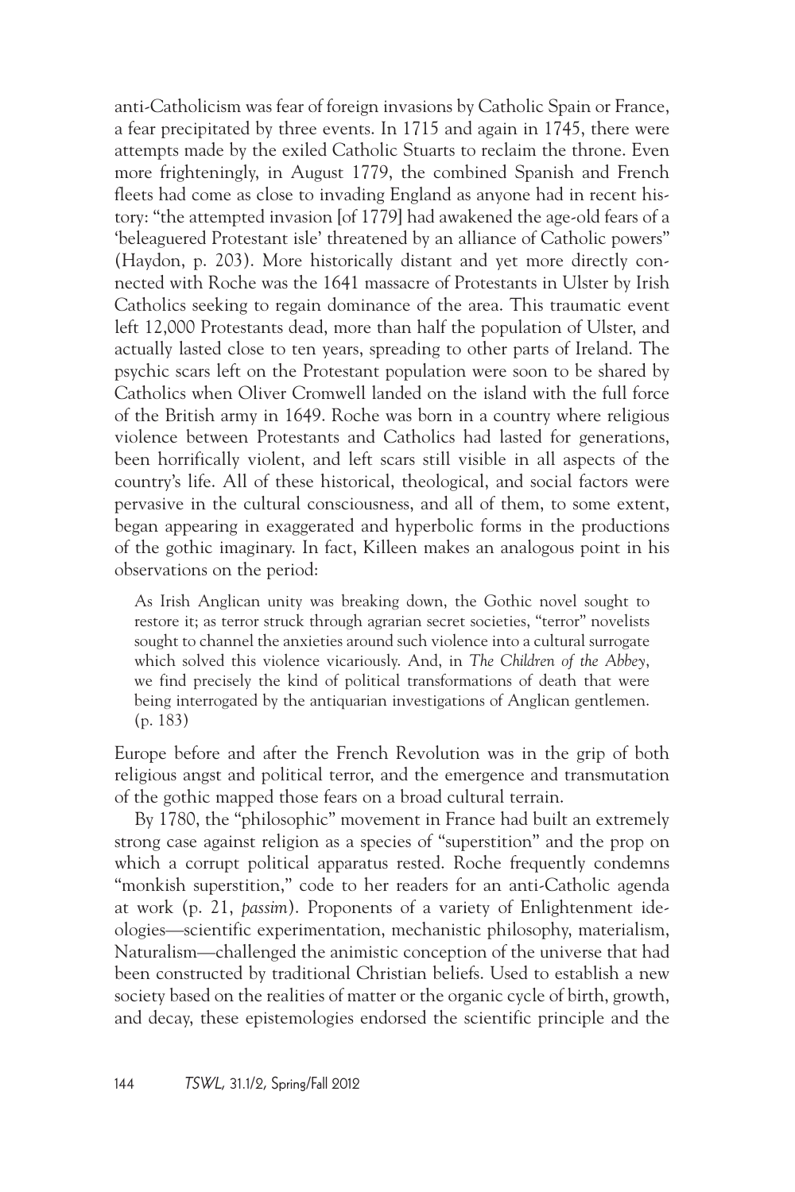anti-Catholicism was fear of foreign invasions by Catholic Spain or France, a fear precipitated by three events. In 1715 and again in 1745, there were attempts made by the exiled Catholic Stuarts to reclaim the throne. Even more frighteningly, in August 1779, the combined Spanish and French fleets had come as close to invading England as anyone had in recent history: "the attempted invasion [of 1779] had awakened the age-old fears of a 'beleaguered Protestant isle' threatened by an alliance of Catholic powers" (Haydon, p. 203). More historically distant and yet more directly connected with Roche was the 1641 massacre of Protestants in Ulster by Irish Catholics seeking to regain dominance of the area. This traumatic event left 12,000 Protestants dead, more than half the population of Ulster, and actually lasted close to ten years, spreading to other parts of Ireland. The psychic scars left on the Protestant population were soon to be shared by Catholics when Oliver Cromwell landed on the island with the full force of the British army in 1649. Roche was born in a country where religious violence between Protestants and Catholics had lasted for generations, been horrifically violent, and left scars still visible in all aspects of the country's life. All of these historical, theological, and social factors were pervasive in the cultural consciousness, and all of them, to some extent, began appearing in exaggerated and hyperbolic forms in the productions of the gothic imaginary. In fact, Killeen makes an analogous point in his observations on the period:

> As Irish Anglican unity was breaking down, the Gothic novel sought to restore it; as terror struck through agrarian secret societies, "terror" novelists sought to channel the anxieties around such violence into a cultural surrogate which solved this violence vicariously. And, in *The Children of the Abbey*, we find precisely the kind of political transformations of death that were being interrogated by the antiquarian investigations of Anglican gentlemen. (p. 183)

Europe before and after the French Revolution was in the grip of both religious angst and political terror, and the emergence and transmutation of the gothic mapped those fears on a broad cultural terrain.

By 1780, the "philosophic" movement in France had built an extremely strong case against religion as a species of "superstition" and the prop on which a corrupt political apparatus rested. Roche frequently condemns "monkish superstition," code to her readers for an anti-Catholic agenda at work (p. 21, *passim*). Proponents of a variety of Enlightenment ideologies—scientific experimentation, mechanistic philosophy, materialism, Naturalism—challenged the animistic conception of the universe that had been constructed by traditional Christian beliefs. Used to establish a new society based on the realities of matter or the organic cycle of birth, growth, and decay, these epistemologies endorsed the scientific principle and the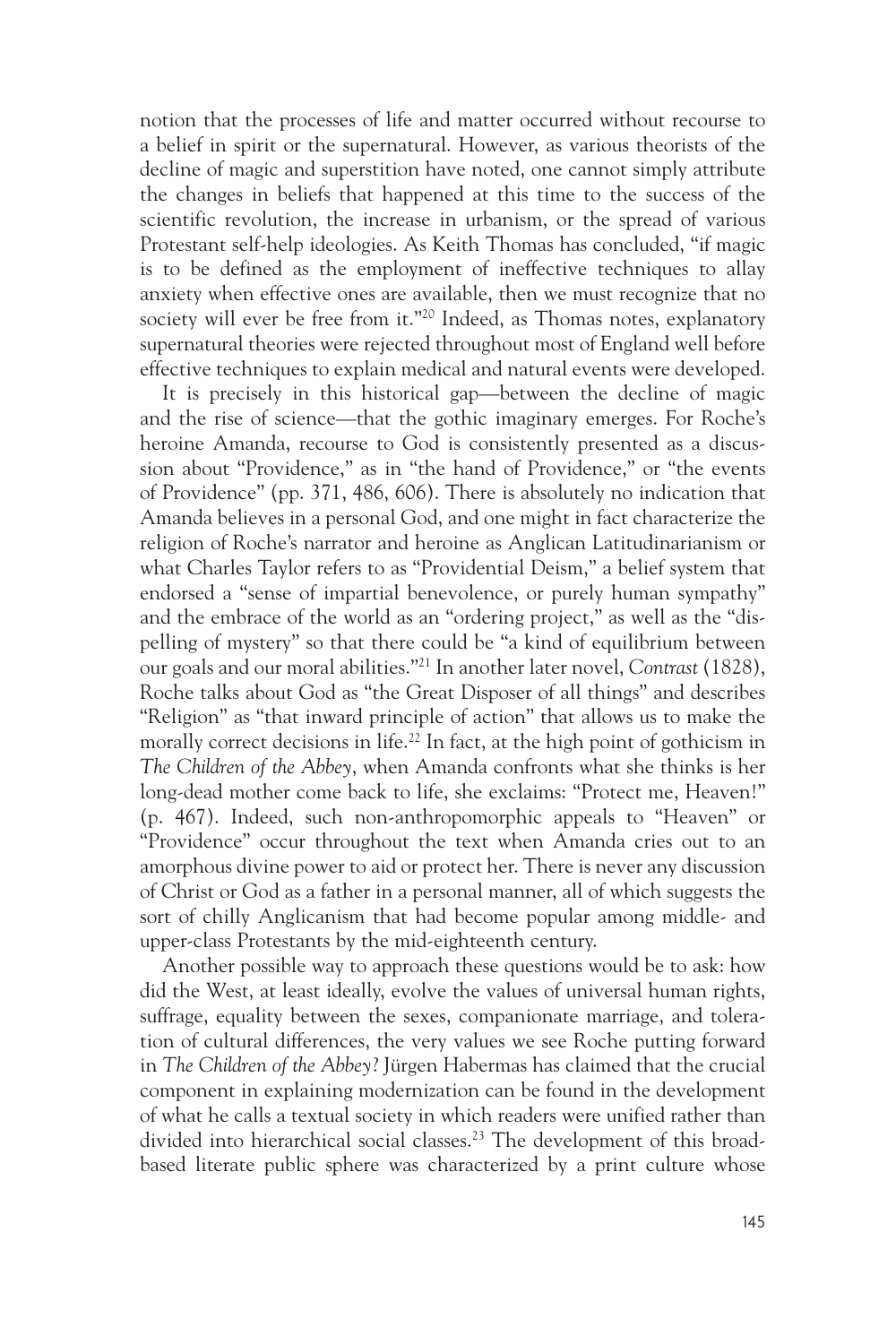notion that the processes of life and matter occurred without recourse to a belief in spirit or the supernatural. However, as various theorists of the decline of magic and superstition have noted, one cannot simply attribute the changes in beliefs that happened at this time to the success of the scientific revolution, the increase in urbanism, or the spread of various Protestant self-help ideologies. As Keith Thomas has concluded, "if magic is to be defined as the employment of ineffective techniques to allay anxiety when effective ones are available, then we must recognize that no society will ever be free from it."[20] Indeed, as Thomas notes, explanatory supernatural theories were rejected throughout most of England well before effective techniques to explain medical and natural events were developed.

It is precisely in this historical gap—between the decline of magic and the rise of science—that the gothic imaginary emerges. For Roche's heroine Amanda, recourse to God is consistently presented as a discussion about "Providence," as in "the hand of Providence," or "the events of Providence" (pp. 371, 486, 606). There is absolutely no indication that Amanda believes in a personal God, and one might in fact characterize the religion of Roche's narrator and heroine as Anglican Latitudinarianism or what Charles Taylor refers to as "Providential Deism," a belief system that endorsed a "sense of impartial benevolence, or purely human sympathy" and the embrace of the world as an "ordering project," as well as the "dispelling of mystery" so that there could be "a kind of equilibrium between our goals and our moral abilities."[21] In another later novel, *Contrast* (1828), Roche talks about God as "the Great Disposer of all things" and describes "Religion" as "that inward principle of action" that allows us to make the morally correct decisions in life.[22] In fact, at the high point of gothicism in *The Children of the Abbey*, when Amanda confronts what she thinks is her long-dead mother come back to life, she exclaims: "Protect me, Heaven!" (p. 467). Indeed, such non-anthropomorphic appeals to "Heaven" or "Providence" occur throughout the text when Amanda cries out to an amorphous divine power to aid or protect her. There is never any discussion of Christ or God as a father in a personal manner, all of which suggests the sort of chilly Anglicanism that had become popular among middle- and upper-class Protestants by the mid-eighteenth century.

Another possible way to approach these questions would be to ask: how did the West, at least ideally, evolve the values of universal human rights, suffrage, equality between the sexes, companionate marriage, and toleration of cultural differences, the very values we see Roche putting forward in *The Children of the Abbey*? Jürgen Habermas has claimed that the crucial component in explaining modernization can be found in the development of what he calls a textual society in which readers were unified rather than divided into hierarchical social classes.[23] The development of this broad-based literate public sphere was characterized by a print culture whose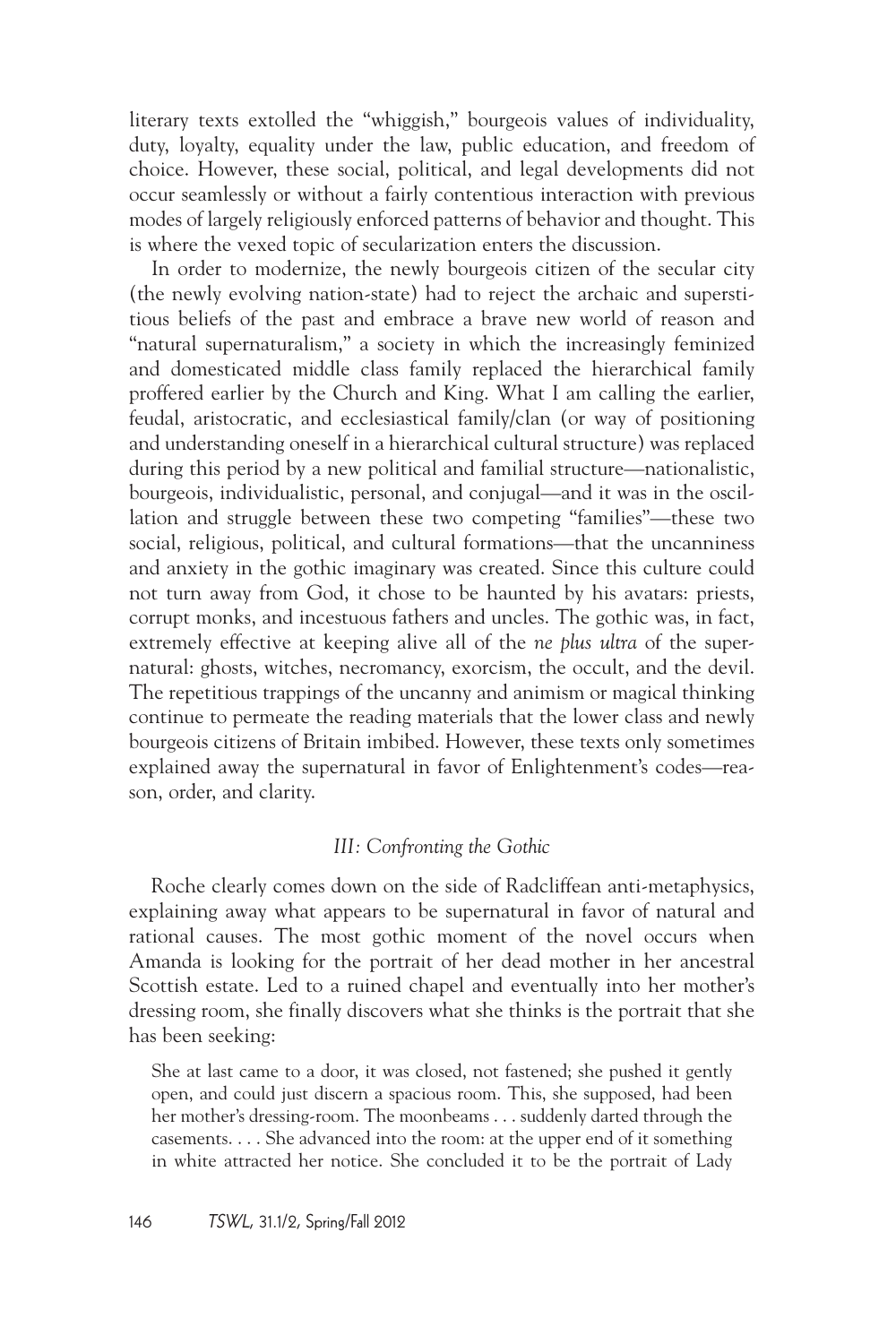literary texts extolled the "whiggish," bourgeois values of individuality, duty, loyalty, equality under the law, public education, and freedom of choice. However, these social, political, and legal developments did not occur seamlessly or without a fairly contentious interaction with previous modes of largely religiously enforced patterns of behavior and thought. This is where the vexed topic of secularization enters the discussion.

In order to modernize, the newly bourgeois citizen of the secular city (the newly evolving nation-state) had to reject the archaic and superstitious beliefs of the past and embrace a brave new world of reason and "natural supernaturalism," a society in which the increasingly feminized and domesticated middle class family replaced the hierarchical family proffered earlier by the Church and King. What I am calling the earlier, feudal, aristocratic, and ecclesiastical family/clan (or way of positioning and understanding oneself in a hierarchical cultural structure) was replaced during this period by a new political and familial structure—nationalistic, bourgeois, individualistic, personal, and conjugal—and it was in the oscillation and struggle between these two competing "families"—these two social, religious, political, and cultural formations—that the uncanniness and anxiety in the gothic imaginary was created. Since this culture could not turn away from God, it chose to be haunted by his avatars: priests, corrupt monks, and incestuous fathers and uncles. The gothic was, in fact, extremely effective at keeping alive all of the *ne plus ultra* of the supernatural: ghosts, witches, necromancy, exorcism, the occult, and the devil. The repetitious trappings of the uncanny and animism or magical thinking continue to permeate the reading materials that the lower class and newly bourgeois citizens of Britain imbibed. However, these texts only sometimes explained away the supernatural in favor of Enlightenment's codes—reason, order, and clarity.

### *III: Confronting the Gothic*

Roche clearly comes down on the side of Radcliffean anti-metaphysics, explaining away what appears to be supernatural in favor of natural and rational causes. The most gothic moment of the novel occurs when Amanda is looking for the portrait of her dead mother in her ancestral Scottish estate. Led to a ruined chapel and eventually into her mother's dressing room, she finally discovers what she thinks is the portrait that she has been seeking:

> She at last came to a door, it was closed, not fastened; she pushed it gently open, and could just discern a spacious room. This, she supposed, had been her mother's dressing-room. The moonbeams . . . suddenly darted through the casements. . . . She advanced into the room: at the upper end of it something in white attracted her notice. She concluded it to be the portrait of Lady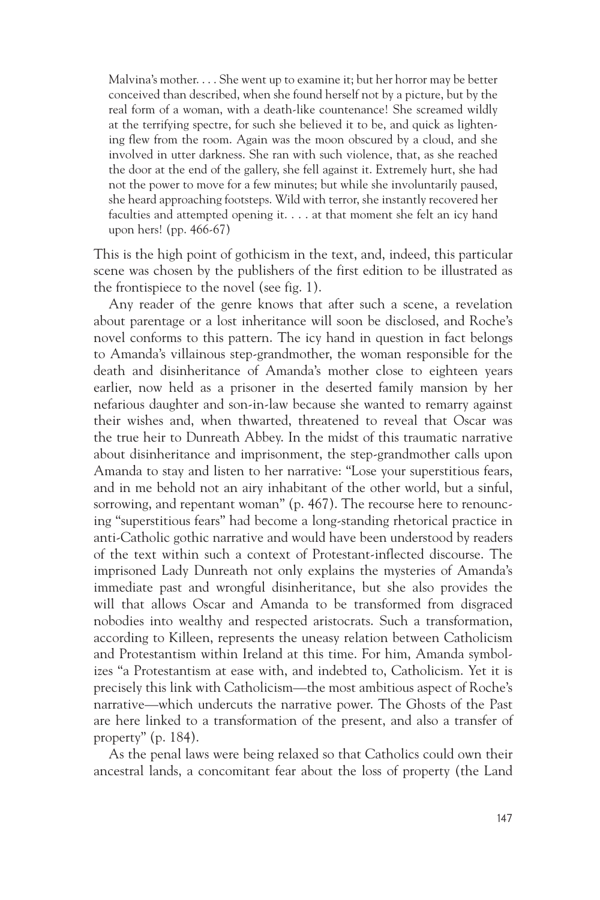> Malvina's mother. . . . She went up to examine it; but her horror may be better conceived than described, when she found herself not by a picture, but by the real form of a woman, with a death-like countenance! She screamed wildly at the terrifying spectre, for such she believed it to be, and quick as lightening flew from the room. Again was the moon obscured by a cloud, and she involved in utter darkness. She ran with such violence, that, as she reached the door at the end of the gallery, she fell against it. Extremely hurt, she had not the power to move for a few minutes; but while she involuntarily paused, she heard approaching footsteps. Wild with terror, she instantly recovered her faculties and attempted opening it. . . . at that moment she felt an icy hand upon hers! (pp. 466-67)

This is the high point of gothicism in the text, and, indeed, this particular scene was chosen by the publishers of the first edition to be illustrated as the frontispiece to the novel (see fig. 1).

Any reader of the genre knows that after such a scene, a revelation about parentage or a lost inheritance will soon be disclosed, and Roche's novel conforms to this pattern. The icy hand in question in fact belongs to Amanda's villainous step-grandmother, the woman responsible for the death and disinheritance of Amanda's mother close to eighteen years earlier, now held as a prisoner in the deserted family mansion by her nefarious daughter and son-in-law because she wanted to remarry against their wishes and, when thwarted, threatened to reveal that Oscar was the true heir to Dunreath Abbey. In the midst of this traumatic narrative about disinheritance and imprisonment, the step-grandmother calls upon Amanda to stay and listen to her narrative: "Lose your superstitious fears, and in me behold not an airy inhabitant of the other world, but a sinful, sorrowing, and repentant woman" (p. 467). The recourse here to renouncing "superstitious fears" had become a long-standing rhetorical practice in anti-Catholic gothic narrative and would have been understood by readers of the text within such a context of Protestant-inflected discourse. The imprisoned Lady Dunreath not only explains the mysteries of Amanda's immediate past and wrongful disinheritance, but she also provides the will that allows Oscar and Amanda to be transformed from disgraced nobodies into wealthy and respected aristocrats. Such a transformation, according to Killeen, represents the uneasy relation between Catholicism and Protestantism within Ireland at this time. For him, Amanda symbolizes "a Protestantism at ease with, and indebted to, Catholicism. Yet it is precisely this link with Catholicism—the most ambitious aspect of Roche's narrative—which undercuts the narrative power. The Ghosts of the Past are here linked to a transformation of the present, and also a transfer of property" (p. 184).

As the penal laws were being relaxed so that Catholics could own their ancestral lands, a concomitant fear about the loss of property (the Land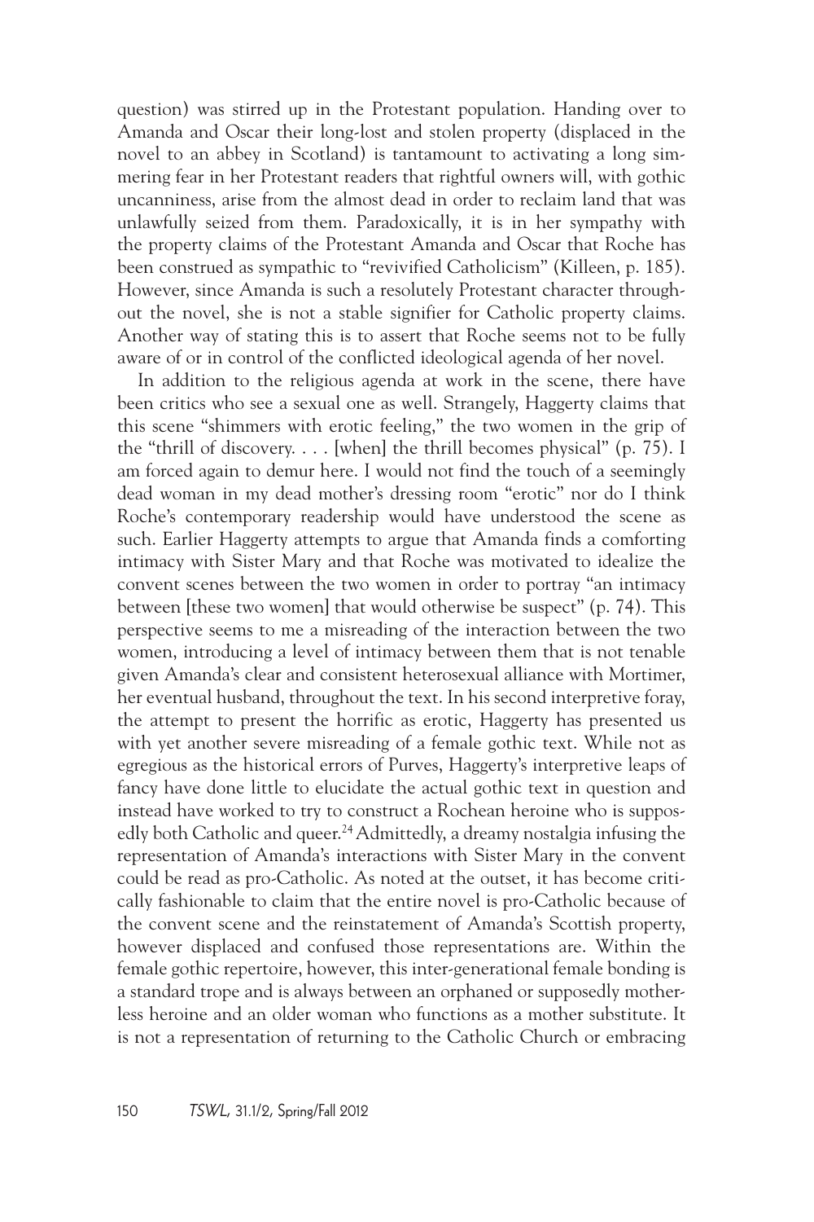question) was stirred up in the Protestant population. Handing over to Amanda and Oscar their long-lost and stolen property (displaced in the novel to an abbey in Scotland) is tantamount to activating a long simmering fear in her Protestant readers that rightful owners will, with gothic uncanniness, arise from the almost dead in order to reclaim land that was unlawfully seized from them. Paradoxically, it is in her sympathy with the property claims of the Protestant Amanda and Oscar that Roche has been construed as sympathic to "revivified Catholicism" (Killeen, p. 185). However, since Amanda is such a resolutely Protestant character throughout the novel, she is not a stable signifier for Catholic property claims. Another way of stating this is to assert that Roche seems not to be fully aware of or in control of the conflicted ideological agenda of her novel.

In addition to the religious agenda at work in the scene, there have been critics who see a sexual one as well. Strangely, Haggerty claims that this scene "shimmers with erotic feeling," the two women in the grip of the "thrill of discovery. . . . [when] the thrill becomes physical" (p. 75). I am forced again to demur here. I would not find the touch of a seemingly dead woman in my dead mother's dressing room "erotic" nor do I think Roche's contemporary readership would have understood the scene as such. Earlier Haggerty attempts to argue that Amanda finds a comforting intimacy with Sister Mary and that Roche was motivated to idealize the convent scenes between the two women in order to portray "an intimacy between [these two women] that would otherwise be suspect" (p. 74). This perspective seems to me a misreading of the interaction between the two women, introducing a level of intimacy between them that is not tenable given Amanda's clear and consistent heterosexual alliance with Mortimer, her eventual husband, throughout the text. In his second interpretive foray, the attempt to present the horrific as erotic, Haggerty has presented us with yet another severe misreading of a female gothic text. While not as egregious as the historical errors of Purves, Haggerty's interpretive leaps of fancy have done little to elucidate the actual gothic text in question and instead have worked to try to construct a Rochean heroine who is supposedly both Catholic and queer.[24] Admittedly, a dreamy nostalgia infusing the representation of Amanda's interactions with Sister Mary in the convent could be read as pro-Catholic. As noted at the outset, it has become critically fashionable to claim that the entire novel is pro-Catholic because of the convent scene and the reinstatement of Amanda's Scottish property, however displaced and confused those representations are. Within the female gothic repertoire, however, this inter-generational female bonding is a standard trope and is always between an orphaned or supposedly motherless heroine and an older woman who functions as a mother substitute. It is not a representation of returning to the Catholic Church or embracing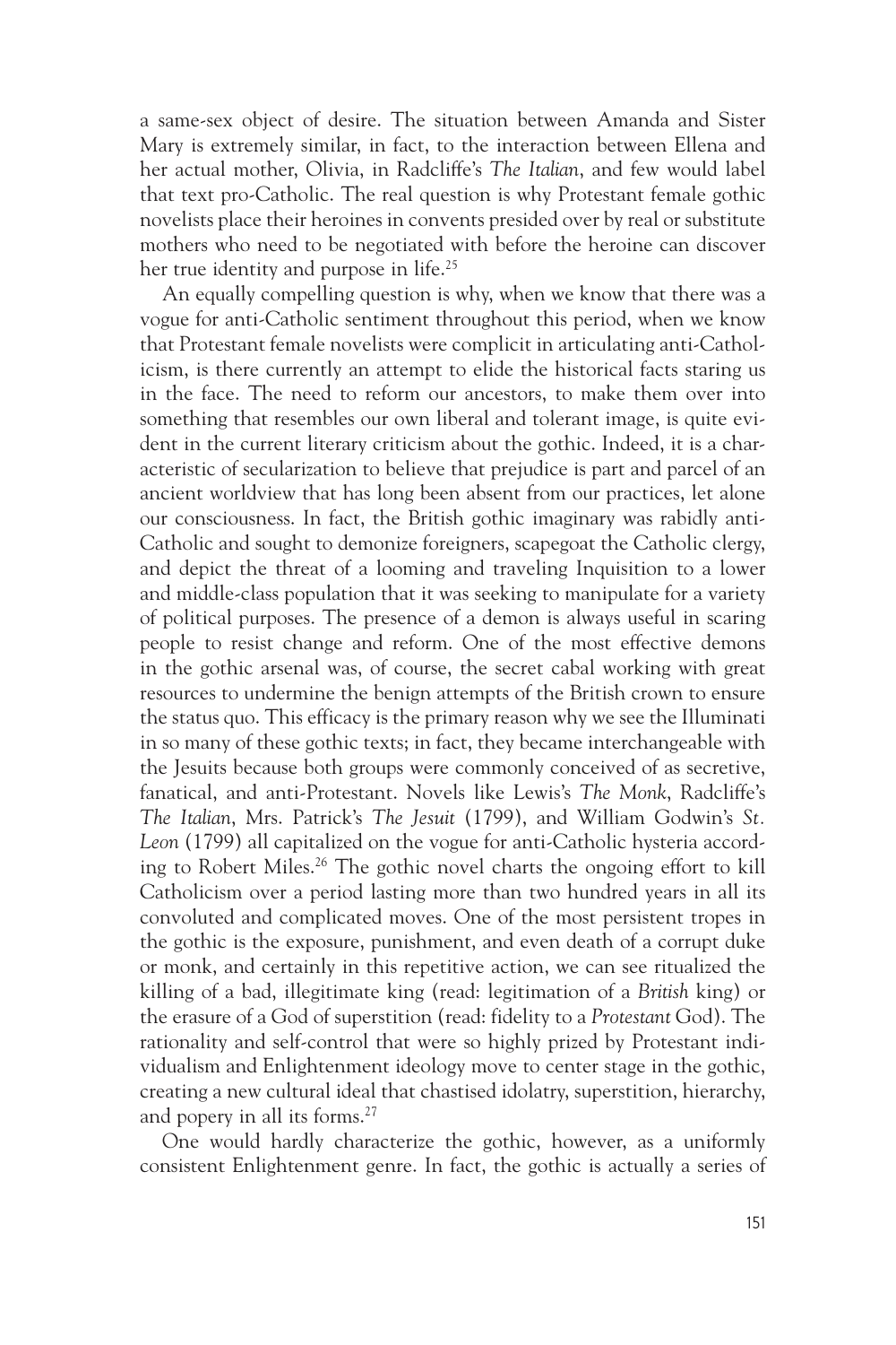a same-sex object of desire. The situation between Amanda and Sister Mary is extremely similar, in fact, to the interaction between Ellena and her actual mother, Olivia, in Radcliffe's *The Italian*, and few would label that text pro-Catholic. The real question is why Protestant female gothic novelists place their heroines in convents presided over by real or substitute mothers who need to be negotiated with before the heroine can discover her true identity and purpose in life.[25]

An equally compelling question is why, when we know that there was a vogue for anti-Catholic sentiment throughout this period, when we know that Protestant female novelists were complicit in articulating anti-Catholicism, is there currently an attempt to elide the historical facts staring us in the face. The need to reform our ancestors, to make them over into something that resembles our own liberal and tolerant image, is quite evident in the current literary criticism about the gothic. Indeed, it is a characteristic of secularization to believe that prejudice is part and parcel of an ancient worldview that has long been absent from our practices, let alone our consciousness. In fact, the British gothic imaginary was rabidly anti-Catholic and sought to demonize foreigners, scapegoat the Catholic clergy, and depict the threat of a looming and traveling Inquisition to a lower and middle-class population that it was seeking to manipulate for a variety of political purposes. The presence of a demon is always useful in scaring people to resist change and reform. One of the most effective demons in the gothic arsenal was, of course, the secret cabal working with great resources to undermine the benign attempts of the British crown to ensure the status quo. This efficacy is the primary reason why we see the Illuminati in so many of these gothic texts; in fact, they became interchangeable with the Jesuits because both groups were commonly conceived of as secretive, fanatical, and anti-Protestant. Novels like Lewis's *The Monk*, Radcliffe's *The Italian*, Mrs. Patrick's *The Jesuit* (1799), and William Godwin's *St. Leon* (1799) all capitalized on the vogue for anti-Catholic hysteria according to Robert Miles.[26] The gothic novel charts the ongoing effort to kill Catholicism over a period lasting more than two hundred years in all its convoluted and complicated moves. One of the most persistent tropes in the gothic is the exposure, punishment, and even death of a corrupt duke or monk, and certainly in this repetitive action, we can see ritualized the killing of a bad, illegitimate king (read: legitimation of a *British* king) or the erasure of a God of superstition (read: fidelity to a *Protestant* God). The rationality and self-control that were so highly prized by Protestant individualism and Enlightenment ideology move to center stage in the gothic, creating a new cultural ideal that chastised idolatry, superstition, hierarchy, and popery in all its forms.[27]

One would hardly characterize the gothic, however, as a uniformly consistent Enlightenment genre. In fact, the gothic is actually a series of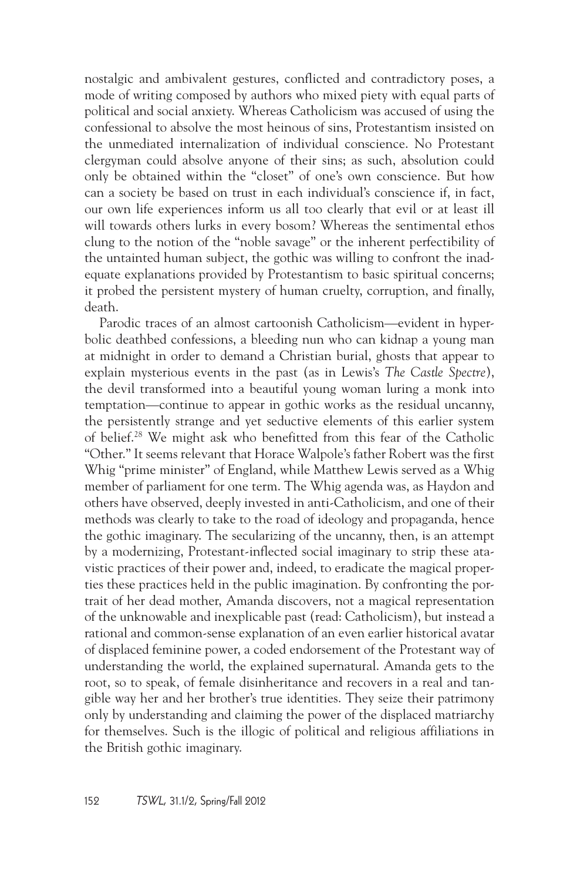nostalgic and ambivalent gestures, conflicted and contradictory poses, a mode of writing composed by authors who mixed piety with equal parts of political and social anxiety. Whereas Catholicism was accused of using the confessional to absolve the most heinous of sins, Protestantism insisted on the unmediated internalization of individual conscience. No Protestant clergyman could absolve anyone of their sins; as such, absolution could only be obtained within the "closet" of one's own conscience. But how can a society be based on trust in each individual's conscience if, in fact, our own life experiences inform us all too clearly that evil or at least ill will towards others lurks in every bosom? Whereas the sentimental ethos clung to the notion of the "noble savage" or the inherent perfectibility of the untainted human subject, the gothic was willing to confront the inadequate explanations provided by Protestantism to basic spiritual concerns; it probed the persistent mystery of human cruelty, corruption, and finally, death.

Parodic traces of an almost cartoonish Catholicism—evident in hyperbolic deathbed confessions, a bleeding nun who can kidnap a young man at midnight in order to demand a Christian burial, ghosts that appear to explain mysterious events in the past (as in Lewis's *The Castle Spectre*), the devil transformed into a beautiful young woman luring a monk into temptation—continue to appear in gothic works as the residual uncanny, the persistently strange and yet seductive elements of this earlier system of belief.[28] We might ask who benefitted from this fear of the Catholic "Other." It seems relevant that Horace Walpole's father Robert was the first Whig "prime minister" of England, while Matthew Lewis served as a Whig member of parliament for one term. The Whig agenda was, as Haydon and others have observed, deeply invested in anti-Catholicism, and one of their methods was clearly to take to the road of ideology and propaganda, hence the gothic imaginary. The secularizing of the uncanny, then, is an attempt by a modernizing, Protestant-inflected social imaginary to strip these atavistic practices of their power and, indeed, to eradicate the magical properties these practices held in the public imagination. By confronting the portrait of her dead mother, Amanda discovers, not a magical representation of the unknowable and inexplicable past (read: Catholicism), but instead a rational and common-sense explanation of an even earlier historical avatar of displaced feminine power, a coded endorsement of the Protestant way of understanding the world, the explained supernatural. Amanda gets to the root, so to speak, of female disinheritance and recovers in a real and tangible way her and her brother's true identities. They seize their patrimony only by understanding and claiming the power of the displaced matriarchy for themselves. Such is the illogic of political and religious affiliations in the British gothic imaginary.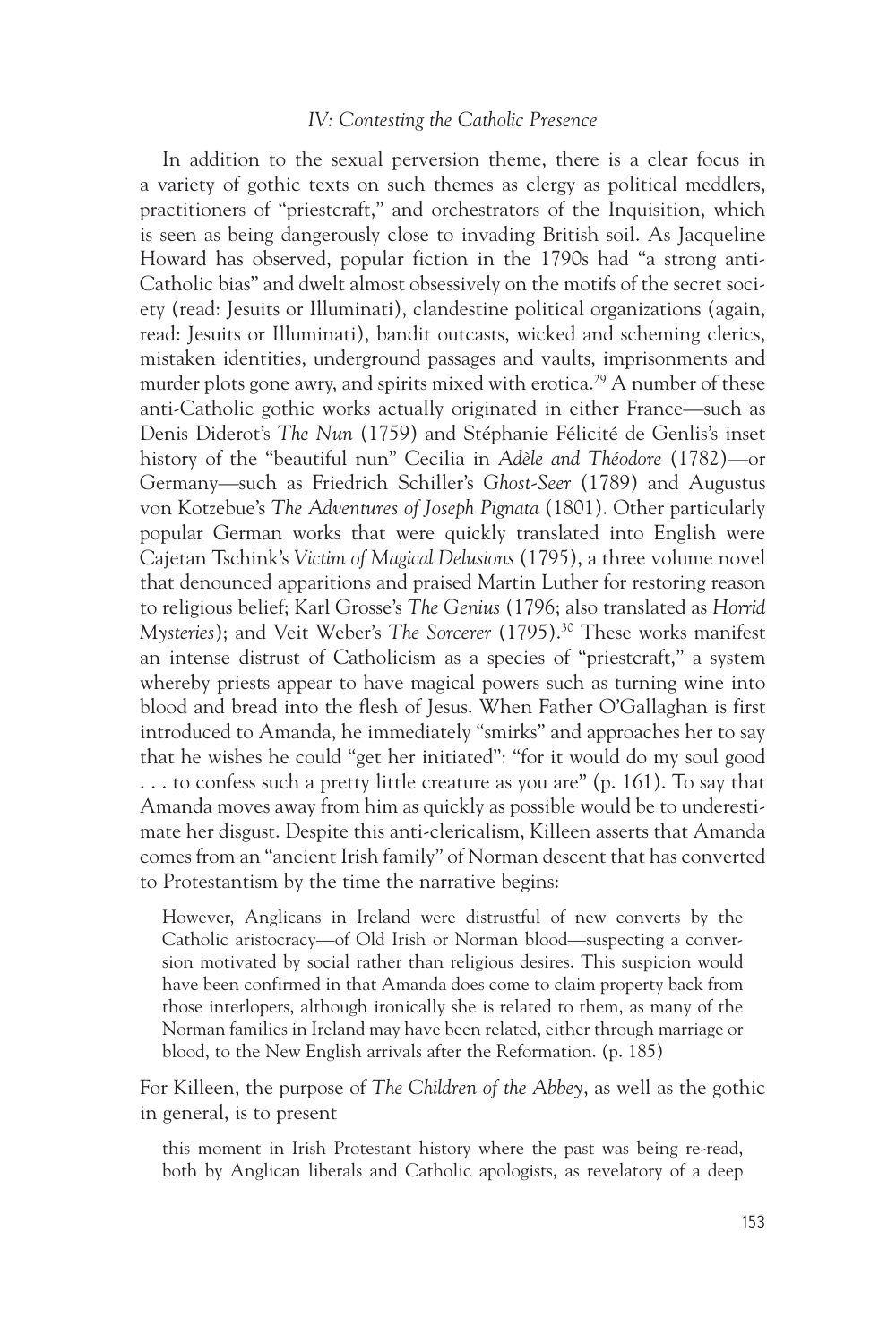*IV: Contesting the Catholic Presence*

In addition to the sexual perversion theme, there is a clear focus in a variety of gothic texts on such themes as clergy as political meddlers, practitioners of "priestcraft," and orchestrators of the Inquisition, which is seen as being dangerously close to invading British soil. As Jacqueline Howard has observed, popular fiction in the 1790s had "a strong anti-Catholic bias" and dwelt almost obsessively on the motifs of the secret society (read: Jesuits or Illuminati), clandestine political organizations (again, read: Jesuits or Illuminati), bandit outcasts, wicked and scheming clerics, mistaken identities, underground passages and vaults, imprisonments and murder plots gone awry, and spirits mixed with erotica.[29] A number of these anti-Catholic gothic works actually originated in either France—such as Denis Diderot's *The Nun* (1759) and Stéphanie Félicité de Genlis's inset history of the "beautiful nun" Cecilia in *Adèle and Théodore* (1782)—or Germany—such as Friedrich Schiller's *Ghost-Seer* (1789) and Augustus von Kotzebue's *The Adventures of Joseph Pignata* (1801). Other particularly popular German works that were quickly translated into English were Cajetan Tschink's *Victim of Magical Delusions* (1795), a three volume novel that denounced apparitions and praised Martin Luther for restoring reason to religious belief; Karl Grosse's *The Genius* (1796; also translated as *Horrid Mysteries*); and Veit Weber's *The Sorcerer* (1795).[30] These works manifest an intense distrust of Catholicism as a species of "priestcraft," a system whereby priests appear to have magical powers such as turning wine into blood and bread into the flesh of Jesus. When Father O'Gallaghan is first introduced to Amanda, he immediately "smirks" and approaches her to say that he wishes he could "get her initiated": "for it would do my soul good . . . to confess such a pretty little creature as you are" (p. 161). To say that Amanda moves away from him as quickly as possible would be to underestimate her disgust. Despite this anti-clericalism, Killeen asserts that Amanda comes from an "ancient Irish family" of Norman descent that has converted to Protestantism by the time the narrative begins:

> However, Anglicans in Ireland were distrustful of new converts by the Catholic aristocracy—of Old Irish or Norman blood—suspecting a conversion motivated by social rather than religious desires. This suspicion would have been confirmed in that Amanda does come to claim property back from those interlopers, although ironically she is related to them, as many of the Norman families in Ireland may have been related, either through marriage or blood, to the New English arrivals after the Reformation. (p. 185)

For Killeen, the purpose of *The Children of the Abbey*, as well as the gothic in general, is to present

> this moment in Irish Protestant history where the past was being re-read, both by Anglican liberals and Catholic apologists, as revelatory of a deep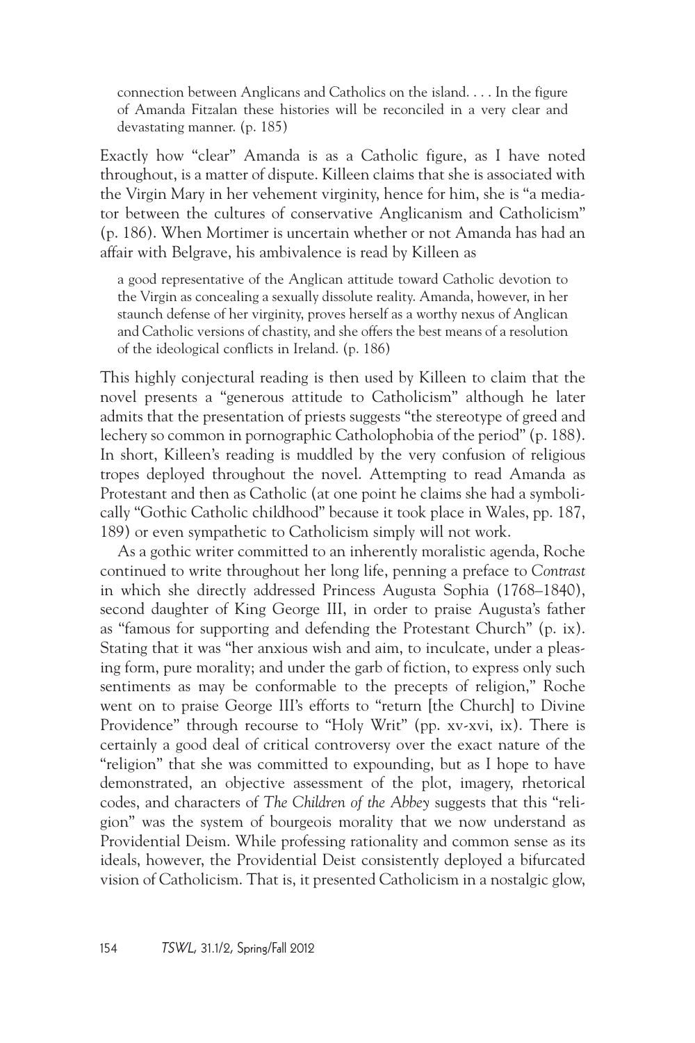> connection between Anglicans and Catholics on the island. . . . In the figure of Amanda Fitzalan these histories will be reconciled in a very clear and devastating manner. (p. 185)

Exactly how "clear" Amanda is as a Catholic figure, as I have noted throughout, is a matter of dispute. Killeen claims that she is associated with the Virgin Mary in her vehement virginity, hence for him, she is "a mediator between the cultures of conservative Anglicanism and Catholicism" (p. 186). When Mortimer is uncertain whether or not Amanda has had an affair with Belgrave, his ambivalence is read by Killeen as

> a good representative of the Anglican attitude toward Catholic devotion to the Virgin as concealing a sexually dissolute reality. Amanda, however, in her staunch defense of her virginity, proves herself as a worthy nexus of Anglican and Catholic versions of chastity, and she offers the best means of a resolution of the ideological conflicts in Ireland. (p. 186)

This highly conjectural reading is then used by Killeen to claim that the novel presents a "generous attitude to Catholicism" although he later admits that the presentation of priests suggests "the stereotype of greed and lechery so common in pornographic Catholophobia of the period" (p. 188). In short, Killeen's reading is muddled by the very confusion of religious tropes deployed throughout the novel. Attempting to read Amanda as Protestant and then as Catholic (at one point he claims she had a symbolically "Gothic Catholic childhood" because it took place in Wales, pp. 187, 189) or even sympathetic to Catholicism simply will not work.

As a gothic writer committed to an inherently moralistic agenda, Roche continued to write throughout her long life, penning a preface to *Contrast* in which she directly addressed Princess Augusta Sophia (1768–1840), second daughter of King George III, in order to praise Augusta's father as "famous for supporting and defending the Protestant Church" (p. ix). Stating that it was "her anxious wish and aim, to inculcate, under a pleasing form, pure morality; and under the garb of fiction, to express only such sentiments as may be conformable to the precepts of religion," Roche went on to praise George III's efforts to "return [the Church] to Divine Providence" through recourse to "Holy Writ" (pp. xv-xvi, ix). There is certainly a good deal of critical controversy over the exact nature of the "religion" that she was committed to expounding, but as I hope to have demonstrated, an objective assessment of the plot, imagery, rhetorical codes, and characters of *The Children of the Abbey* suggests that this "religion" was the system of bourgeois morality that we now understand as Providential Deism. While professing rationality and common sense as its ideals, however, the Providential Deist consistently deployed a bifurcated vision of Catholicism. That is, it presented Catholicism in a nostalgic glow,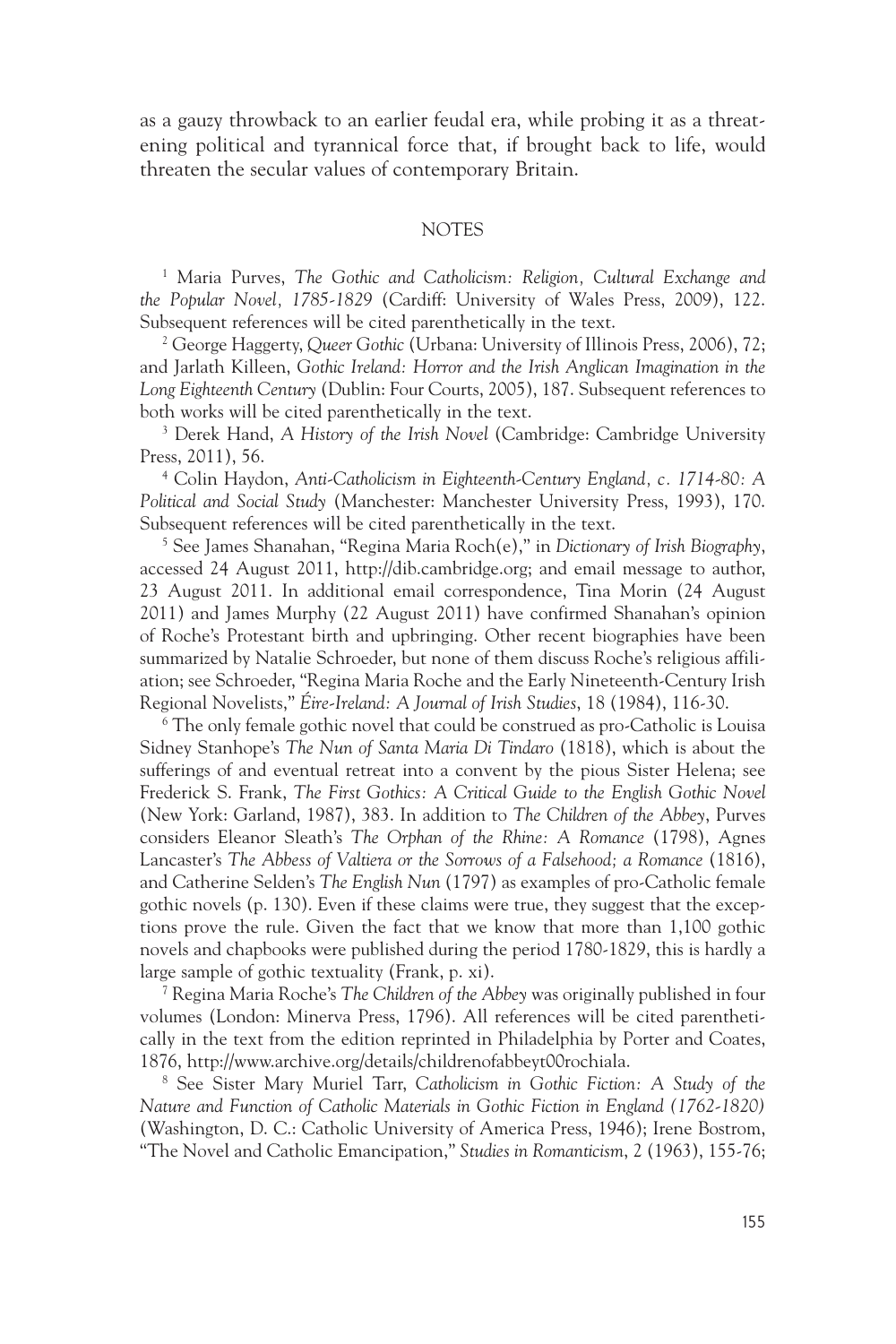as a gauzy throwback to an earlier feudal era, while probing it as a threatening political and tyrannical force that, if brought back to life, would threaten the secular values of contemporary Britain.

## NOTES

[1] Maria Purves, *The Gothic and Catholicism: Religion, Cultural Exchange and the Popular Novel, 1785-1829* (Cardiff: University of Wales Press, 2009), 122. Subsequent references will be cited parenthetically in the text.

[2] George Haggerty, *Queer Gothic* (Urbana: University of Illinois Press, 2006), 72; and Jarlath Killeen, *Gothic Ireland: Horror and the Irish Anglican Imagination in the Long Eighteenth Century* (Dublin: Four Courts, 2005), 187. Subsequent references to both works will be cited parenthetically in the text.

[3] Derek Hand, *A History of the Irish Novel* (Cambridge: Cambridge University Press, 2011), 56.

[4] Colin Haydon, *Anti-Catholicism in Eighteenth-Century England, c. 1714-80: A Political and Social Study* (Manchester: Manchester University Press, 1993), 170. Subsequent references will be cited parenthetically in the text.

[5] See James Shanahan, "Regina Maria Roch(e)," in *Dictionary of Irish Biography*, accessed 24 August 2011, http://dib.cambridge.org; and email message to author, 23 August 2011. In additional email correspondence, Tina Morin (24 August 2011) and James Murphy (22 August 2011) have confirmed Shanahan's opinion of Roche's Protestant birth and upbringing. Other recent biographies have been summarized by Natalie Schroeder, but none of them discuss Roche's religious affiliation; see Schroeder, "Regina Maria Roche and the Early Nineteenth-Century Irish Regional Novelists," *Éire-Ireland: A Journal of Irish Studies*, 18 (1984), 116-30.

[6] The only female gothic novel that could be construed as pro-Catholic is Louisa Sidney Stanhope's *The Nun of Santa Maria Di Tindaro* (1818), which is about the sufferings of and eventual retreat into a convent by the pious Sister Helena; see Frederick S. Frank, *The First Gothics: A Critical Guide to the English Gothic Novel* (New York: Garland, 1987), 383. In addition to *The Children of the Abbey*, Purves considers Eleanor Sleath's *The Orphan of the Rhine: A Romance* (1798), Agnes Lancaster's *The Abbess of Valtiera or the Sorrows of a Falsehood; a Romance* (1816), and Catherine Selden's *The English Nun* (1797) as examples of pro-Catholic female gothic novels (p. 130). Even if these claims were true, they suggest that the exceptions prove the rule. Given the fact that we know that more than 1,100 gothic novels and chapbooks were published during the period 1780-1829, this is hardly a large sample of gothic textuality (Frank, p. xi).

[7] Regina Maria Roche's *The Children of the Abbey* was originally published in four volumes (London: Minerva Press, 1796). All references will be cited parenthetically in the text from the edition reprinted in Philadelphia by Porter and Coates, 1876, http://www.archive.org/details/childrenofabbeyt00rochiala.

[8] See Sister Mary Muriel Tarr, *Catholicism in Gothic Fiction: A Study of the Nature and Function of Catholic Materials in Gothic Fiction in England (1762-1820)* (Washington, D. C.: Catholic University of America Press, 1946); Irene Bostrom, "The Novel and Catholic Emancipation," *Studies in Romanticism*, 2 (1963), 155-76;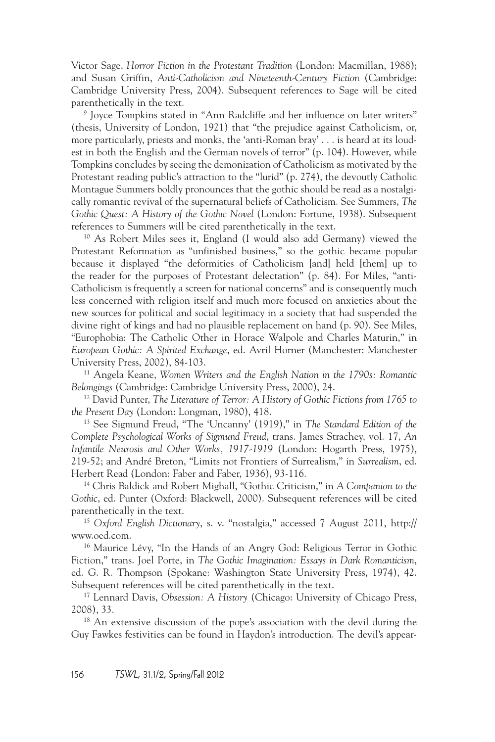Victor Sage, *Horror Fiction in the Protestant Tradition* (London: Macmillan, 1988); and Susan Griffin, *Anti-Catholicism and Nineteenth-Century Fiction* (Cambridge: Cambridge University Press, 2004). Subsequent references to Sage will be cited parenthetically in the text.

[9] Joyce Tompkins stated in "Ann Radcliffe and her influence on later writers" (thesis, University of London, 1921) that "the prejudice against Catholicism, or, more particularly, priests and monks, the 'anti-Roman bray' . . . is heard at its loudest in both the English and the German novels of terror" (p. 104). However, while Tompkins concludes by seeing the demonization of Catholicism as motivated by the Protestant reading public's attraction to the "lurid" (p. 274), the devoutly Catholic Montague Summers boldly pronounces that the gothic should be read as a nostalgically romantic revival of the supernatural beliefs of Catholicism. See Summers, *The Gothic Quest: A History of the Gothic Novel* (London: Fortune, 1938). Subsequent references to Summers will be cited parenthetically in the text.

[10] As Robert Miles sees it, England (I would also add Germany) viewed the Protestant Reformation as "unfinished business," so the gothic became popular because it displayed "the deformities of Catholicism [and] held [them] up to the reader for the purposes of Protestant delectation" (p. 84). For Miles, "anti-Catholicism is frequently a screen for national concerns" and is consequently much less concerned with religion itself and much more focused on anxieties about the new sources for political and social legitimacy in a society that had suspended the divine right of kings and had no plausible replacement on hand (p. 90). See Miles, "Europhobia: The Catholic Other in Horace Walpole and Charles Maturin," in *European Gothic: A Spirited Exchange*, ed. Avril Horner (Manchester: Manchester University Press, 2002), 84-103.

[11] Angela Keane, *Women Writers and the English Nation in the 1790s: Romantic Belongings* (Cambridge: Cambridge University Press, 2000), 24.

[12] David Punter, *The Literature of Terror: A History of Gothic Fictions from 1765 to the Present Day* (London: Longman, 1980), 418.

[13] See Sigmund Freud, "The 'Uncanny' (1919)," in *The Standard Edition of the Complete Psychological Works of Sigmund Freud*, trans. James Strachey, vol. 17, *An Infantile Neurosis and Other Works, 1917-1919* (London: Hogarth Press, 1975), 219-52; and André Breton, "Limits not Frontiers of Surrealism," in *Surrealism*, ed. Herbert Read (London: Faber and Faber, 1936), 93-116.

[14] Chris Baldick and Robert Mighall, "Gothic Criticism," in *A Companion to the Gothic*, ed. Punter (Oxford: Blackwell, 2000). Subsequent references will be cited parenthetically in the text.

[15] *Oxford English Dictionary*, s. v. "nostalgia," accessed 7 August 2011, http://www.oed.com.

[16] Maurice Lévy, "In the Hands of an Angry God: Religious Terror in Gothic Fiction," trans. Joel Porte, in *The Gothic Imagination: Essays in Dark Romanticism*, ed. G. R. Thompson (Spokane: Washington State University Press, 1974), 42. Subsequent references will be cited parenthetically in the text.

[17] Lennard Davis, *Obsession: A History* (Chicago: University of Chicago Press, 2008), 33.

[18] An extensive discussion of the pope's association with the devil during the Guy Fawkes festivities can be found in Haydon's introduction. The devil's appear-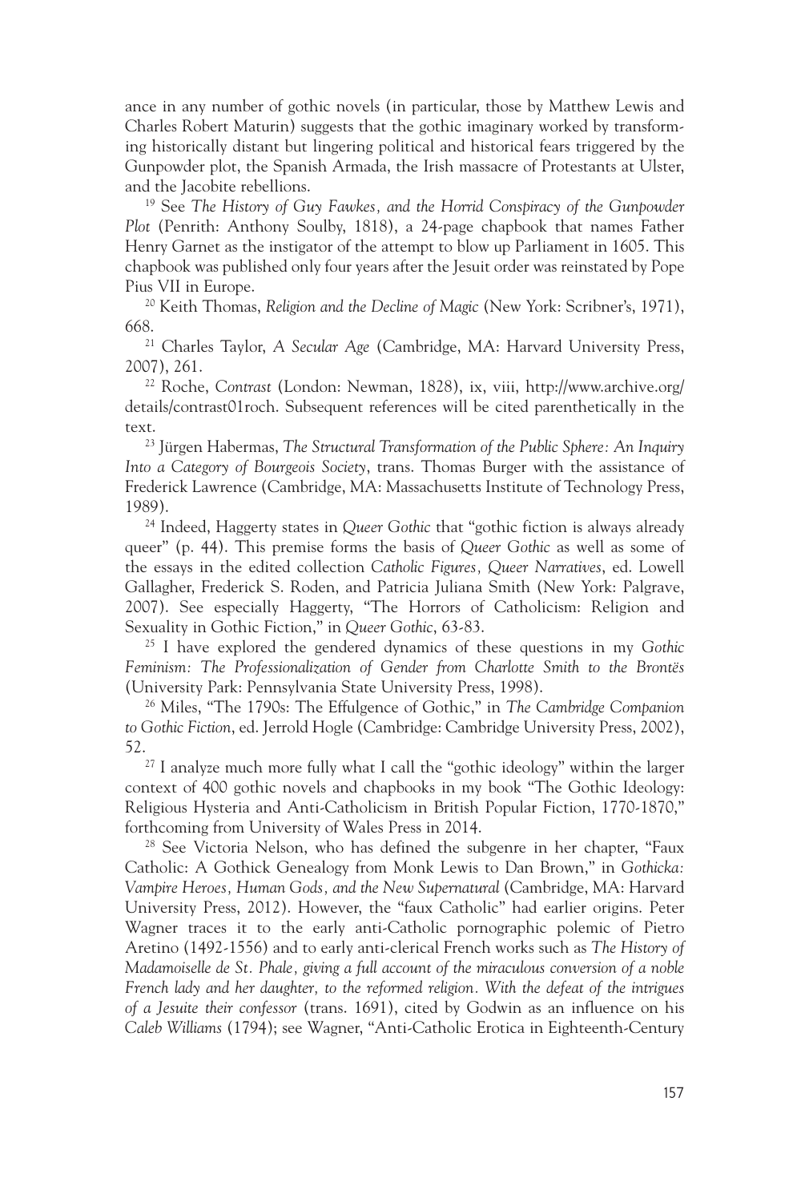ance in any number of gothic novels (in particular, those by Matthew Lewis and Charles Robert Maturin) suggests that the gothic imaginary worked by transforming historically distant but lingering political and historical fears triggered by the Gunpowder plot, the Spanish Armada, the Irish massacre of Protestants at Ulster, and the Jacobite rebellions.

[19] See *The History of Guy Fawkes, and the Horrid Conspiracy of the Gunpowder Plot* (Penrith: Anthony Soulby, 1818), a 24-page chapbook that names Father Henry Garnet as the instigator of the attempt to blow up Parliament in 1605. This chapbook was published only four years after the Jesuit order was reinstated by Pope Pius VII in Europe.

[20] Keith Thomas, *Religion and the Decline of Magic* (New York: Scribner's, 1971), 668.

[21] Charles Taylor, *A Secular Age* (Cambridge, MA: Harvard University Press, 2007), 261.

[22] Roche, *Contrast* (London: Newman, 1828), ix, viii, http://www.archive.org/details/contrast01roch. Subsequent references will be cited parenthetically in the text.

[23] Jürgen Habermas, *The Structural Transformation of the Public Sphere: An Inquiry Into a Category of Bourgeois Society*, trans. Thomas Burger with the assistance of Frederick Lawrence (Cambridge, MA: Massachusetts Institute of Technology Press, 1989).

[24] Indeed, Haggerty states in *Queer Gothic* that "gothic fiction is always already queer" (p. 44). This premise forms the basis of *Queer Gothic* as well as some of the essays in the edited collection *Catholic Figures, Queer Narratives*, ed. Lowell Gallagher, Frederick S. Roden, and Patricia Juliana Smith (New York: Palgrave, 2007). See especially Haggerty, "The Horrors of Catholicism: Religion and Sexuality in Gothic Fiction," in *Queer Gothic*, 63-83.

[25] I have explored the gendered dynamics of these questions in my *Gothic Feminism: The Professionalization of Gender from Charlotte Smith to the Brontës* (University Park: Pennsylvania State University Press, 1998).

[26] Miles, "The 1790s: The Effulgence of Gothic," in *The Cambridge Companion to Gothic Fiction*, ed. Jerrold Hogle (Cambridge: Cambridge University Press, 2002), 52.

[27] I analyze much more fully what I call the "gothic ideology" within the larger context of 400 gothic novels and chapbooks in my book "The Gothic Ideology: Religious Hysteria and Anti-Catholicism in British Popular Fiction, 1770-1870," forthcoming from University of Wales Press in 2014.

[28] See Victoria Nelson, who has defined the subgenre in her chapter, "Faux Catholic: A Gothick Genealogy from Monk Lewis to Dan Brown," in *Gothicka: Vampire Heroes, Human Gods, and the New Supernatural* (Cambridge, MA: Harvard University Press, 2012). However, the "faux Catholic" had earlier origins. Peter Wagner traces it to the early anti-Catholic pornographic polemic of Pietro Aretino (1492-1556) and to early anti-clerical French works such as *The History of Madamoiselle de St. Phale, giving a full account of the miraculous conversion of a noble French lady and her daughter, to the reformed religion. With the defeat of the intrigues of a Jesuite their confessor* (trans. 1691), cited by Godwin as an influence on his *Caleb Williams* (1794); see Wagner, "Anti-Catholic Erotica in Eighteenth-Century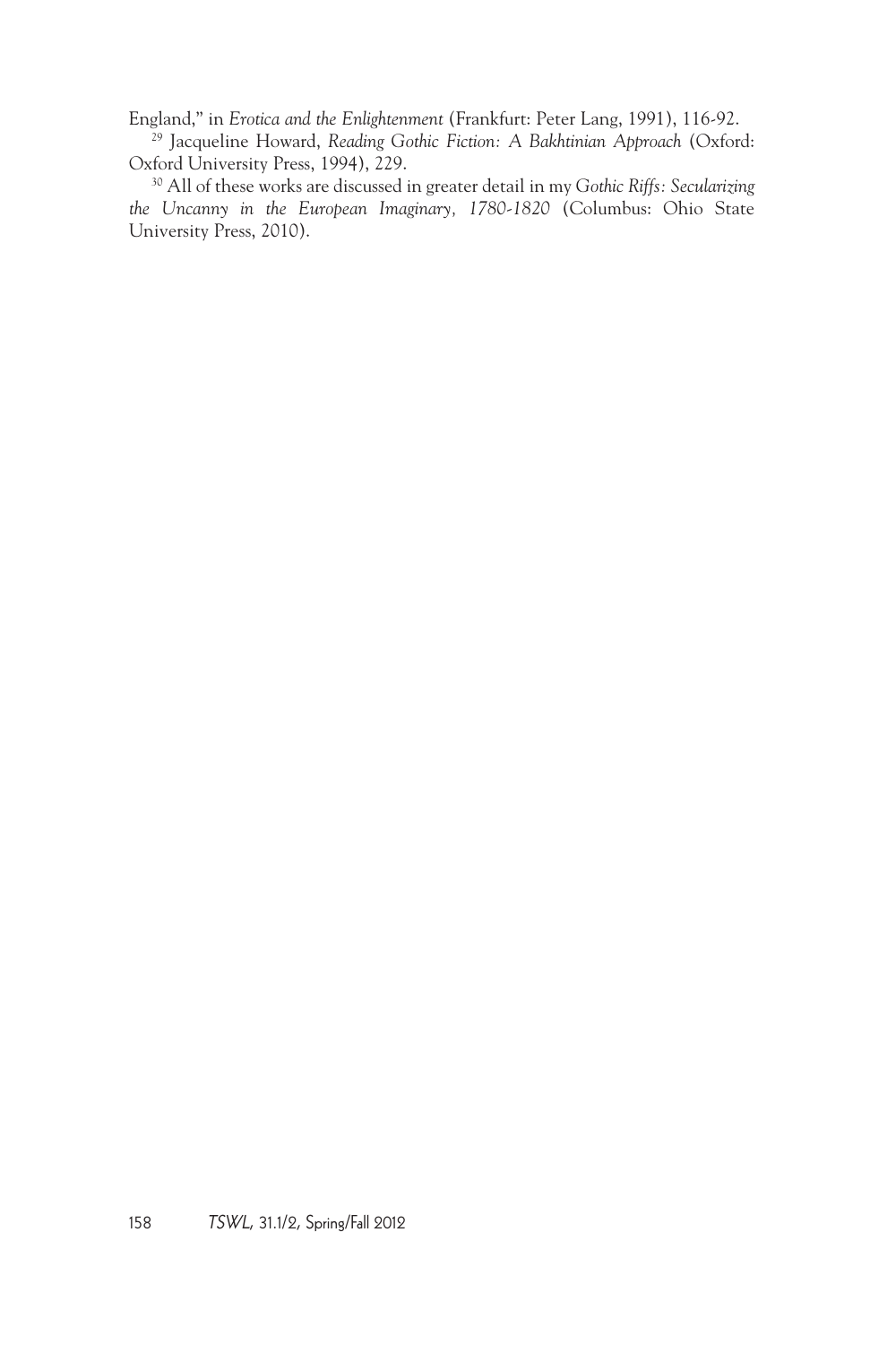England," in *Erotica and the Enlightenment* (Frankfurt: Peter Lang, 1991), 116-92.

[29] Jacqueline Howard, *Reading Gothic Fiction: A Bakhtinian Approach* (Oxford: Oxford University Press, 1994), 229.

[30] All of these works are discussed in greater detail in my *Gothic Riffs: Secularizing the Uncanny in the European Imaginary, 1780-1820* (Columbus: Ohio State University Press, 2010).